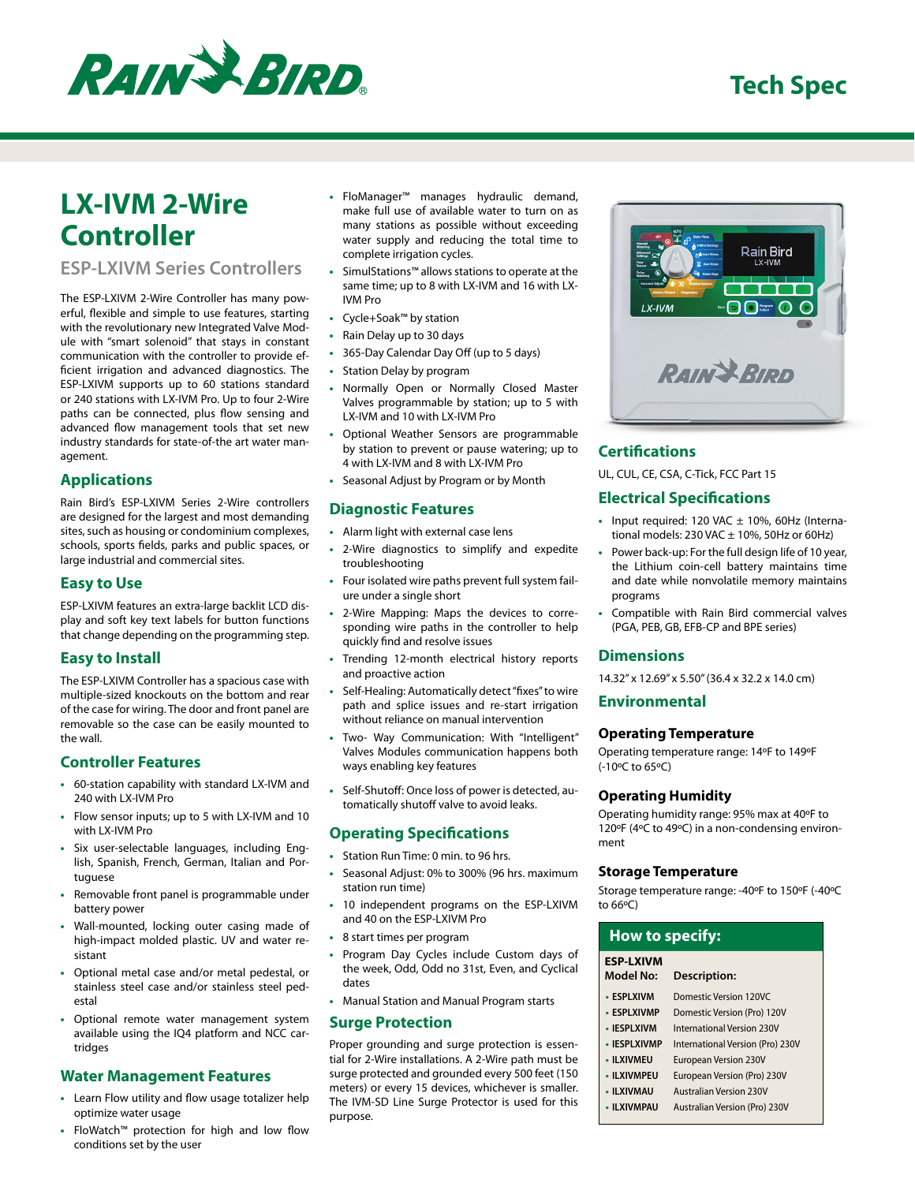# Tech Spec

# LX-IVM 2-Wire Controller

## ESP-LXIVM Series Controllers

The ESP-LXIVM 2-Wire Controller has many powerful, flexible and simple to use features, starting with the revolutionary new Integrated Valve Module with "smart solenoid" that stays in constant communication with the controller to provide efficient irrigation and advanced diagnostics. The ESP-LXIVM supports up to 60 stations standard or 240 stations with LX-IVM Pro. Up to four 2-Wire paths can be connected, plus flow sensing and advanced flow management tools that set new industry standards for state-of-the art water management.

## Applications

Rain Bird's ESP-LXIVM Series 2-Wire controllers are designed for the largest and most demanding sites, such as housing or condominium complexes, schools, sports fields, parks and public spaces, or large industrial and commercial sites.

## Easy to Use

ESP-LXIVM features an extra-large backlit LCD display and soft key text labels for button functions that change depending on the programming step.

## Easy to Install

The ESP-LXIVM Controller has a spacious case with multiple-sized knockouts on the bottom and rear of the case for wiring. The door and front panel are removable so the case can be easily mounted to the wall.

## Controller Features

- 60-station capability with standard LX-IVM and 240 with LX-IVM Pro
- Flow sensor inputs; up to 5 with LX-IVM and 10 with LX-IVM Pro
- Six user-selectable languages, including English, Spanish, French, German, Italian and Portuguese
- Removable front panel is programmable under battery power
- Wall-mounted, locking outer casing made of high-impact molded plastic. UV and water resistant
- Optional metal case and/or metal pedestal, or stainless steel case and/or stainless steel pedestal
- Optional remote water management system available using the IQ4 platform and NCC cartridges

## Water Management Features

- Learn Flow utility and flow usage totalizer help optimize water usage
- FloWatch™ protection for high and low flow conditions set by the user
- FloManager™ manages hydraulic demand, make full use of available water to turn on as many stations as possible without exceeding water supply and reducing the total time to complete irrigation cycles.
- SimulStations™ allows stations to operate at the same time; up to 8 with LX-IVM and 16 with LX-IVM Pro
- Cycle+Soak™ by station
- Rain Delay up to 30 days
- 365-Day Calendar Day Off (up to 5 days)
- Station Delay by program
- Normally Open or Normally Closed Master Valves programmable by station; up to 5 with LX-IVM and 10 with LX-IVM Pro
- Optional Weather Sensors are programmable by station to prevent or pause watering; up to 4 with LX-IVM and 8 with LX-IVM Pro
- Seasonal Adjust by Program or by Month

## Diagnostic Features

- Alarm light with external case lens
- 2-Wire diagnostics to simplify and expedite troubleshooting
- Four isolated wire paths prevent full system failure under a single short
- 2-Wire Mapping: Maps the devices to corresponding wire paths in the controller to help quickly find and resolve issues
- Trending 12-month electrical history reports and proactive action
- Self-Healing: Automatically detect "fixes" to wire path and splice issues and re-start irrigation without reliance on manual intervention
- Two- Way Communication: With "Intelligent" Valves Modules communication happens both ways enabling key features
- Self-Shutoff: Once loss of power is detected, automatically shutoff valve to avoid leaks.

## Operating Specifications

- Station Run Time: 0 min. to 96 hrs.
- Seasonal Adjust: 0% to 300% (96 hrs. maximum station run time)
- 10 independent programs on the ESP-LXIVM and 40 on the ESP-LXIVM Pro
- 8 start times per program
- Program Day Cycles include Custom days of the week, Odd, Odd no 31st, Even, and Cyclical dates
- Manual Station and Manual Program starts

## Surge Protection

Proper grounding and surge protection is essential for 2-Wire installations. A 2-Wire path must be surge protected and grounded every 500 feet (150 meters) or every 15 devices, whichever is smaller. The IVM-SD Line Surge Protector is used for this purpose.

## Certifications

UL, CUL, CE, CSA, C-Tick, FCC Part 15

## Electrical Specifications

- Input required: 120 VAC ± 10%, 60Hz (International models: 230 VAC ± 10%, 50Hz or 60Hz)
- Power back-up: For the full design life of 10 year, the Lithium coin-cell battery maintains time and date while nonvolatile memory maintains programs
- Compatible with Rain Bird commercial valves (PGA, PEB, GB, EFB-CP and BPE series)

## Dimensions

14.32" x 12.69" x 5.50" (36.4 x 32.2 x 14.0 cm)

## Environmental

### Operating Temperature

Operating temperature range: 14ºF to 149ºF (-10ºC to 65ºC)

### Operating Humidity

Operating humidity range: 95% max at 40ºF to 120ºF (4ºC to 49ºC) in a non-condensing environment

### Storage Temperature

Storage temperature range: -40ºF to 150ºF (-40ºC to 66ºC)

## How to specify:

| ESP-LXIVM Model No: | Description: |
|---|---|
| **ESPLXIVM** | Domestic Version 120VC |
| **ESPLXIVMP** | Domestic Version (Pro) 120V |
| **IESPLXIVM** | International Version 230V |
| **IESPLXIVMP** | International Version (Pro) 230V |
| **ILXIVMEU** | European Version 230V |
| **ILXIVMPEU** | European Version (Pro) 230V |
| **ILXIVMAU** | Australian Version 230V |
| **ILXIVMPAU** | Australian Version (Pro) 230V |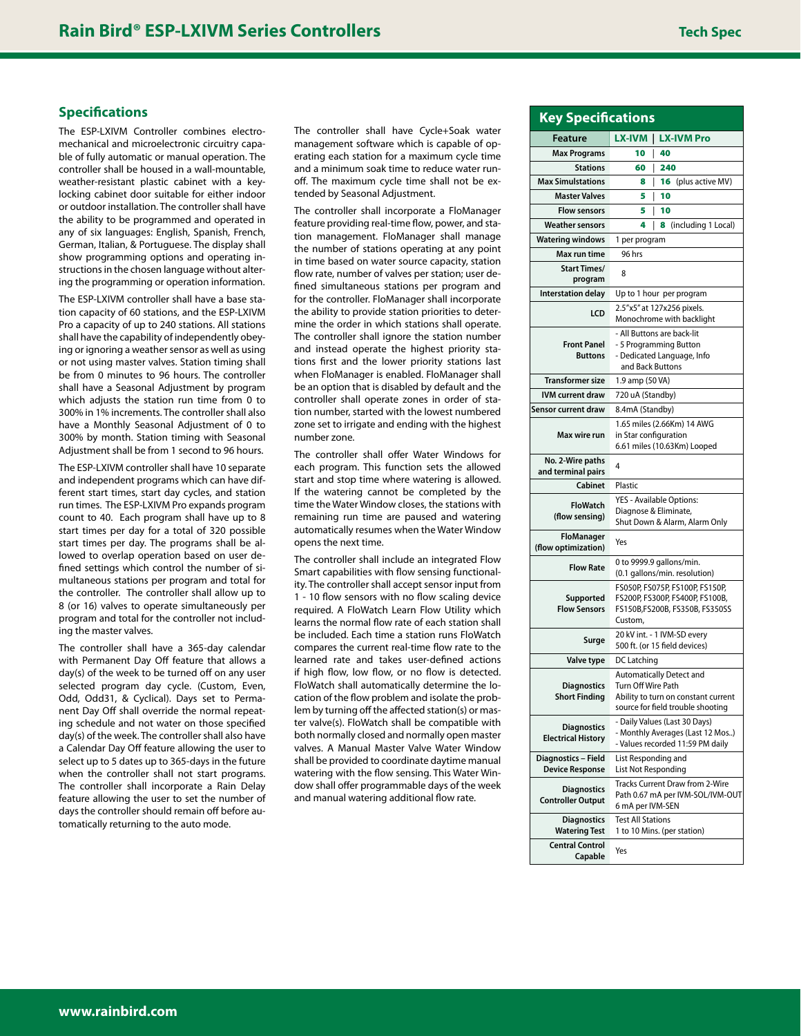## Specifications

The ESP-LXIVM Controller combines electromechanical and microelectronic circuitry capable of fully automatic or manual operation. The controller shall be housed in a wall-mountable, weather-resistant plastic cabinet with a key-locking cabinet door suitable for either indoor or outdoor installation. The controller shall have the ability to be programmed and operated in any of six languages: English, Spanish, French, German, Italian, & Portuguese. The display shall show programming options and operating instructions in the chosen language without altering the programming or operation information.

The ESP-LXIVM controller shall have a base station capacity of 60 stations, and the ESP-LXIVM Pro a capacity of up to 240 stations. All stations shall have the capability of independently obeying or ignoring a weather sensor as well as using or not using master valves. Station timing shall be from 0 minutes to 96 hours. The controller shall have a Seasonal Adjustment by program which adjusts the station run time from 0 to 300% in 1% increments. The controller shall also have a Monthly Seasonal Adjustment of 0 to 300% by month. Station timing with Seasonal Adjustment shall be from 1 second to 96 hours.

The ESP-LXIVM controller shall have 10 separate and independent programs which can have different start times, start day cycles, and station run times. The ESP-LXIVM Pro expands program count to 40. Each program shall have up to 8 start times per day for a total of 320 possible start times per day. The programs shall be allowed to overlap operation based on user defined settings which control the number of simultaneous stations per program and total for the controller. The controller shall allow up to 8 (or 16) valves to operate simultaneously per program and total for the controller not including the master valves.

The controller shall have a 365-day calendar with Permanent Day Off feature that allows a day(s) of the week to be turned off on any user selected program day cycle. (Custom, Even, Odd, Odd31, & Cyclical). Days set to Permanent Day Off shall override the normal repeating schedule and not water on those specified day(s) of the week. The controller shall also have a Calendar Day Off feature allowing the user to select up to 5 dates up to 365-days in the future when the controller shall not start programs. The controller shall incorporate a Rain Delay feature allowing the user to set the number of days the controller should remain off before automatically returning to the auto mode.

The controller shall have Cycle+Soak water management software which is capable of operating each station for a maximum cycle time and a minimum soak time to reduce water runoff. The maximum cycle time shall not be extended by Seasonal Adjustment.

The controller shall incorporate a FloManager feature providing real-time flow, power, and station management. FloManager shall manage the number of stations operating at any point in time based on water source capacity, station flow rate, number of valves per station; user defined simultaneous stations per program and for the controller. FloManager shall incorporate the ability to provide station priorities to determine the order in which stations shall operate. The controller shall ignore the station number and instead operate the highest priority stations first and the lower priority stations last when FloManager is enabled. FloManager shall be an option that is disabled by default and the controller shall operate zones in order of station number, started with the lowest numbered zone set to irrigate and ending with the highest number zone.

The controller shall offer Water Windows for each program. This function sets the allowed start and stop time where watering is allowed. If the watering cannot be completed by the time the Water Window closes, the stations with remaining run time are paused and watering automatically resumes when the Water Window opens the next time.

The controller shall include an integrated Flow Smart capabilities with flow sensing functionality. The controller shall accept sensor input from 1 - 10 flow sensors with no flow scaling device required. A FloWatch Learn Flow Utility which learns the normal flow rate of each station shall be included. Each time a station runs FloWatch compares the current real-time flow rate to the learned rate and takes user-defined actions if high flow, low flow, or no flow is detected. FloWatch shall automatically determine the location of the flow problem and isolate the problem by turning off the affected station(s) or master valve(s). FloWatch shall be compatible with both normally closed and normally open master valves. A Manual Master Valve Water Window shall be provided to coordinate daytime manual watering with the flow sensing. This Water Window shall offer programmable days of the week and manual watering additional flow rate.

## Key Specifications

| Feature | LX-IVM \| LX-IVM Pro |
|---|---|
| Max Programs | 10 \| 40 |
| Stations | 60 \| 240 |
| Max Simulstations | 8 \| 16 (plus active MV) |
| Master Valves | 5 \| 10 |
| Flow sensors | 5 \| 10 |
| Weather sensors | 4 \| 8 (including 1 Local) |
| Watering windows | 1 per program |
| Max run time | 96 hrs |
| Start Times/ program | 8 |
| Interstation delay | Up to 1 hour per program |
| LCD | 2.5"x5" at 127x256 pixels. Monochrome with backlight |
| Front Panel Buttons | - All Buttons are back-lit<br>- 5 Programming Button<br>- Dedicated Language, Info and Back Buttons |
| Transformer size | 1.9 amp (50 VA) |
| IVM current draw | 720 uA (Standby) |
| Sensor current draw | 8.4mA (Standby) |
| Max wire run | 1.65 miles (2.66Km) 14 AWG in Star configuration<br>6.61 miles (10.63Km) Looped |
| No. 2-Wire paths and terminal pairs | 4 |
| Cabinet | Plastic |
| FloWatch (flow sensing) | YES - Available Options: Diagnose & Eliminate, Shut Down & Alarm, Alarm Only |
| FloManager (flow optimization) | Yes |
| Flow Rate | 0 to 9999.9 gallons/min. (0.1 gallons/min. resolution) |
| Supported Flow Sensors | FS050P, FS075P, FS100P, FS150P, FS200P, FS300P, FS400P, FS100B, FS150B,FS200B, FS350B, FS350SS Custom, |
| Surge | 20 kV int. - 1 IVM-SD every 500 ft. (or 15 field devices) |
| Valve type | DC Latching |
| Diagnostics Short Finding | Automatically Detect and Turn Off Wire Path<br>Ability to turn on constant current source for field trouble shooting |
| Diagnostics Electrical History | - Daily Values (Last 30 Days)<br>- Monthly Averages (Last 12 Mos..)<br>- Values recorded 11:59 PM daily |
| Diagnostics – Field Device Response | List Responding and List Not Responding |
| Diagnostics Controller Output | Tracks Current Draw from 2-Wire Path 0.67 mA per IVM-SOL/IVM-OUT 6 mA per IVM-SEN |
| Diagnostics Watering Test | Test All Stations 1 to 10 Mins. (per station) |
| Central Control Capable | Yes |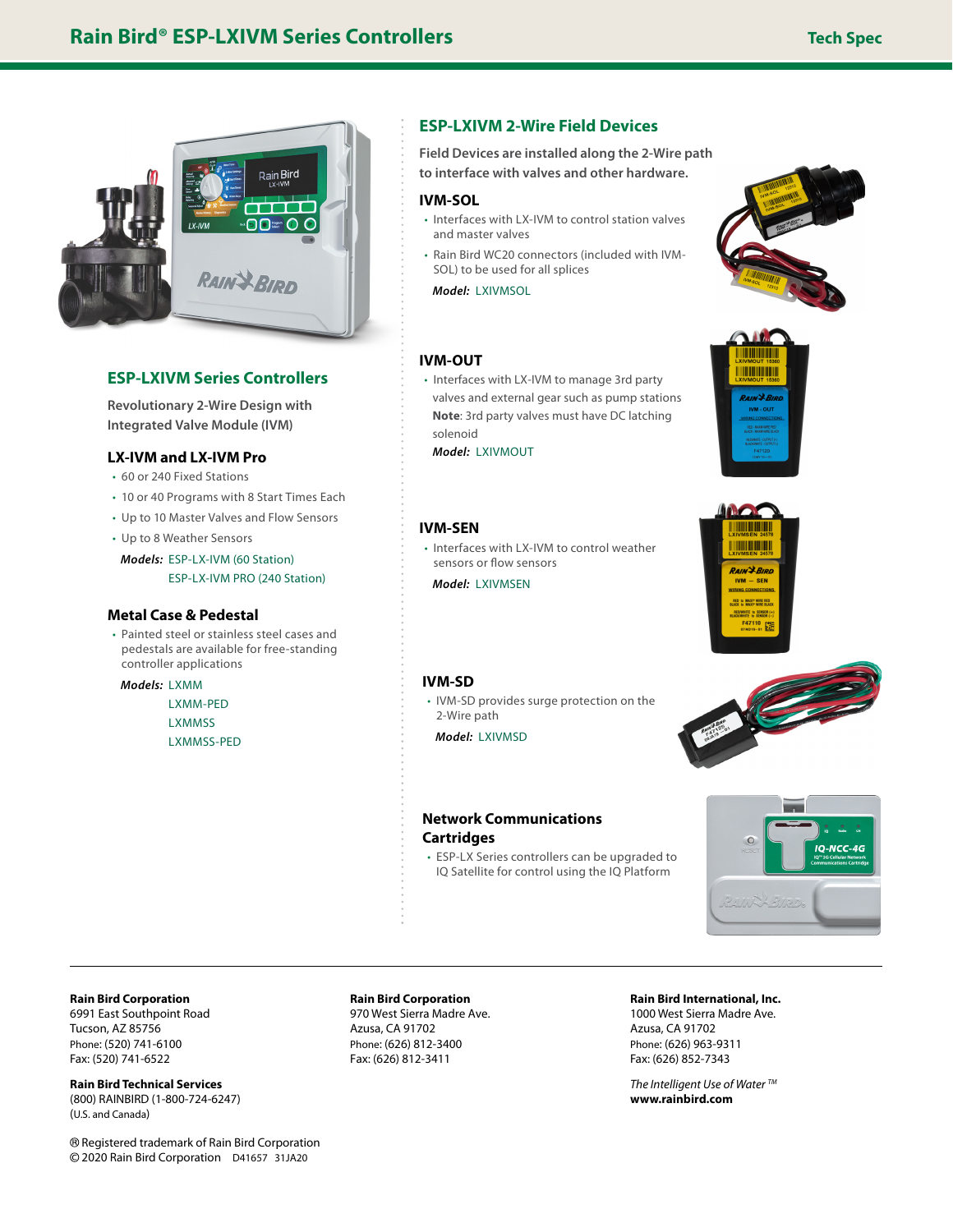## ESP-LXIVM Series Controllers

**Revolutionary 2-Wire Design with Integrated Valve Module (IVM)**

### LX-IVM and LX-IVM Pro

- 60 or 240 Fixed Stations
- 10 or 40 Programs with 8 Start Times Each
- Up to 10 Master Valves and Flow Sensors
- Up to 8 Weather Sensors

***Models:*** ESP-LX-IVM (60 Station)
ESP-LX-IVM PRO (240 Station)

### Metal Case & Pedestal

- Painted steel or stainless steel cases and pedestals are available for free-standing controller applications

***Models:*** LXMM
LXMM-PED
LXMMSS
LXMMSS-PED

## ESP-LXIVM 2-Wire Field Devices

**Field Devices are installed along the 2-Wire path to interface with valves and other hardware.**

### IVM-SOL

- Interfaces with LX-IVM to control station valves and master valves
- Rain Bird WC20 connectors (included with IVM-SOL) to be used for all splices

***Model:*** LXIVMSOL

### IVM-OUT

- Interfaces with LX-IVM to manage 3rd party valves and external gear such as pump stations
  **Note**: 3rd party valves must have DC latching solenoid

***Model:*** LXIVMOUT

### IVM-SEN

- Interfaces with LX-IVM to control weather sensors or flow sensors

***Model:*** LXIVMSEN

### IVM-SD

- IVM-SD provides surge protection on the 2-Wire path

***Model:*** LXIVMSD

### Network Communications Cartridges

- ESP-LX Series controllers can be upgraded to IQ Satellite for control using the IQ Platform

---

**Rain Bird Corporation**
6991 East Southpoint Road
Tucson, AZ 85756
Phone: (520) 741-6100
Fax: (520) 741-6522

**Rain Bird Technical Services**
(800) RAINBIRD (1-800-724-6247)
(U.S. and Canada)

**Rain Bird Corporation**
970 West Sierra Madre Ave.
Azusa, CA 91702
Phone: (626) 812-3400
Fax: (626) 812-3411

**Rain Bird International, Inc.**
1000 West Sierra Madre Ave.
Azusa, CA 91702
Phone: (626) 963-9311
Fax: (626) 852-7343

*The Intelligent Use of Water* ™
**www.rainbird.com**

® Registered trademark of Rain Bird Corporation
© 2020 Rain Bird Corporation D41657 31JA20